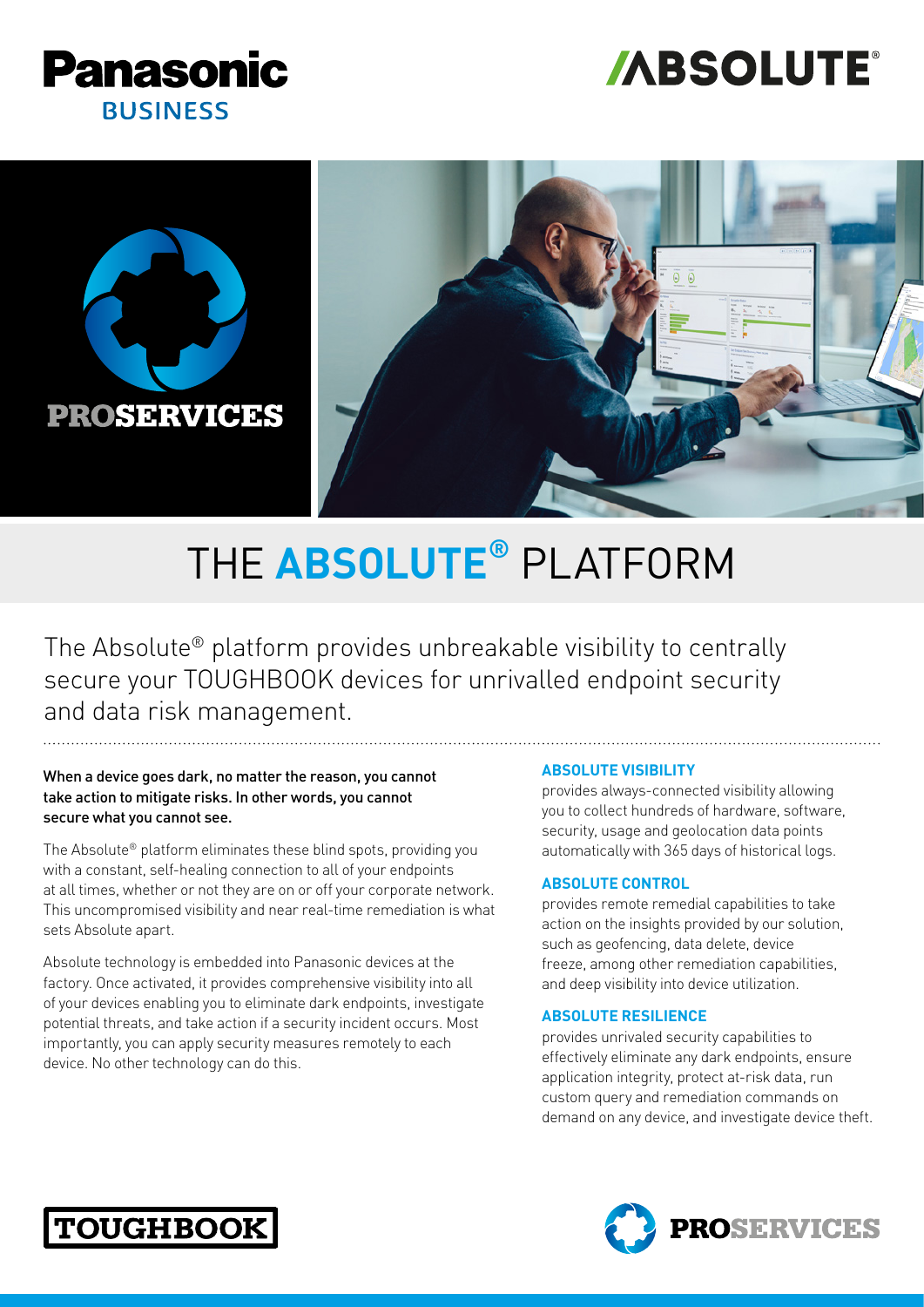# THE ABSOLUTE® PLATFORM

The Absolute® platform provides unbreakable visibility to centrally secure your TOUGHBOOK devices for unrivalled endpoint security and data risk management.

**When a device goes dark, no matter the reason, you cannot take action to mitigate risks. In other words, you cannot secure what you cannot see.**

The Absolute® platform eliminates these blind spots, providing you with a constant, self-healing connection to all of your endpoints at all times, whether or not they are on or off your corporate network. This uncompromised visibility and near real-time remediation is what sets Absolute apart.

Absolute technology is embedded into Panasonic devices at the factory. Once activated, it provides comprehensive visibility into all of your devices enabling you to eliminate dark endpoints, investigate potential threats, and take action if a security incident occurs. Most importantly, you can apply security measures remotely to each device. No other technology can do this.

**ABSOLUTE VISIBILITY**

provides always-connected visibility allowing you to collect hundreds of hardware, software, security, usage and geolocation data points automatically with 365 days of historical logs.

**ABSOLUTE CONTROL**

provides remote remedial capabilities to take action on the insights provided by our solution, such as geofencing, data delete, device freeze, among other remediation capabilities, and deep visibility into device utilization.

**ABSOLUTE RESILIENCE**

provides unrivaled security capabilities to effectively eliminate any dark endpoints, ensure application integrity, protect at-risk data, run custom query and remediation commands on demand on any device, and investigate device theft.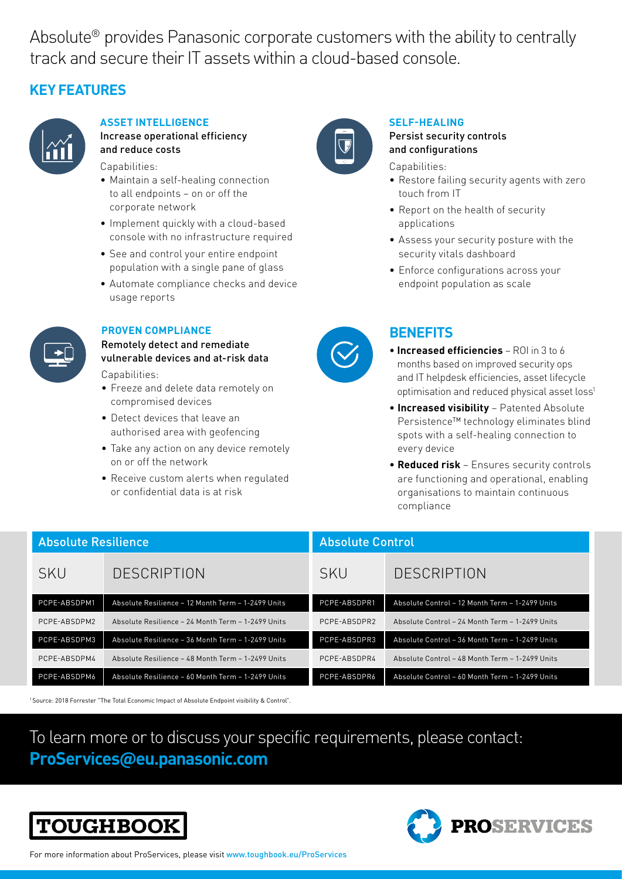Absolute® provides Panasonic corporate customers with the ability to centrally track and secure their IT assets within a cloud-based console.

## KEY FEATURES

### ASSET INTELLIGENCE

Increase operational efficiency and reduce costs

Capabilities:

- Maintain a self-healing connection to all endpoints – on or off the corporate network
- Implement quickly with a cloud-based console with no infrastructure required
- See and control your entire endpoint population with a single pane of glass
- Automate compliance checks and device usage reports

### PROVEN COMPLIANCE

Remotely detect and remediate vulnerable devices and at-risk data

Capabilities:

- Freeze and delete data remotely on compromised devices
- Detect devices that leave an authorised area with geofencing
- Take any action on any device remotely on or off the network
- Receive custom alerts when regulated or confidential data is at risk

### SELF-HEALING

Persist security controls and configurations

Capabilities:

- Restore failing security agents with zero touch from IT
- Report on the health of security applications
- Assess your security posture with the security vitals dashboard
- Enforce configurations across your endpoint population as scale

## BENEFITS

- **Increased efficiencies** – ROI in 3 to 6 months based on improved security ops and IT helpdesk efficiencies, asset lifecycle optimisation and reduced physical asset loss[1]
- **Increased visibility** – Patented Absolute Persistence™ technology eliminates blind spots with a self-healing connection to every device
- **Reduced risk** – Ensures security controls are functioning and operational, enabling organisations to maintain continuous compliance

| Absolute Resilience | | Absolute Control | |
|---|---|---|---|
| SKU | DESCRIPTION | SKU | DESCRIPTION |
| PCPE-ABSDPM1 | Absolute Resilience – 12 Month Term – 1-2499 Units | PCPE-ABSDPR1 | Absolute Control – 12 Month Term – 1-2499 Units |
| PCPE-ABSDPM2 | Absolute Resilience – 24 Month Term – 1-2499 Units | PCPE-ABSDPR2 | Absolute Control – 24 Month Term – 1-2499 Units |
| PCPE-ABSDPM3 | Absolute Resilience – 36 Month Term – 1-2499 Units | PCPE-ABSDPR3 | Absolute Control – 36 Month Term – 1-2499 Units |
| PCPE-ABSDPM4 | Absolute Resilience – 48 Month Term – 1-2499 Units | PCPE-ABSDPR4 | Absolute Control – 48 Month Term – 1-2499 Units |
| PCPE-ABSDPM6 | Absolute Resilience – 60 Month Term – 1-2499 Units | PCPE-ABSDPR6 | Absolute Control – 60 Month Term – 1-2499 Units |

[1] Source: 2018 Forrester "The Total Economic Impact of Absolute Endpoint visibility & Control".

To learn more or to discuss your specific requirements, please contact:
**ProServices@eu.panasonic.com**

TOUGHBOOK

PROSERVICES

For more information about ProServices, please visit www.toughbook.eu/ProServices